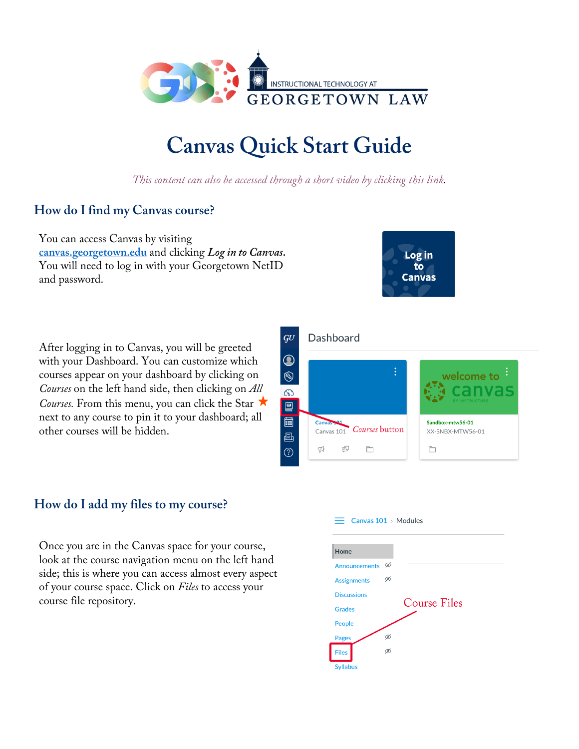# Canvas Quick Start Guide

*This content can also be accessed through a short video by clicking this link.*

## How do I find my Canvas course?

You can access Canvas by visiting canvas.georgetown.edu and clicking *Log in to Canvas*. You will need to log in with your Georgetown NetID and password.

After logging in to Canvas, you will be greeted with your Dashboard. You can customize which courses appear on your dashboard by clicking on *Courses* on the left hand side, then clicking on *All Courses.* From this menu, you can click the Star ★ next to any course to pin it to your dashboard; all other courses will be hidden.

## How do I add my files to my course?

Once you are in the Canvas space for your course, look at the course navigation menu on the left hand side; this is where you can access almost every aspect of your course space. Click on *Files* to access your course file repository.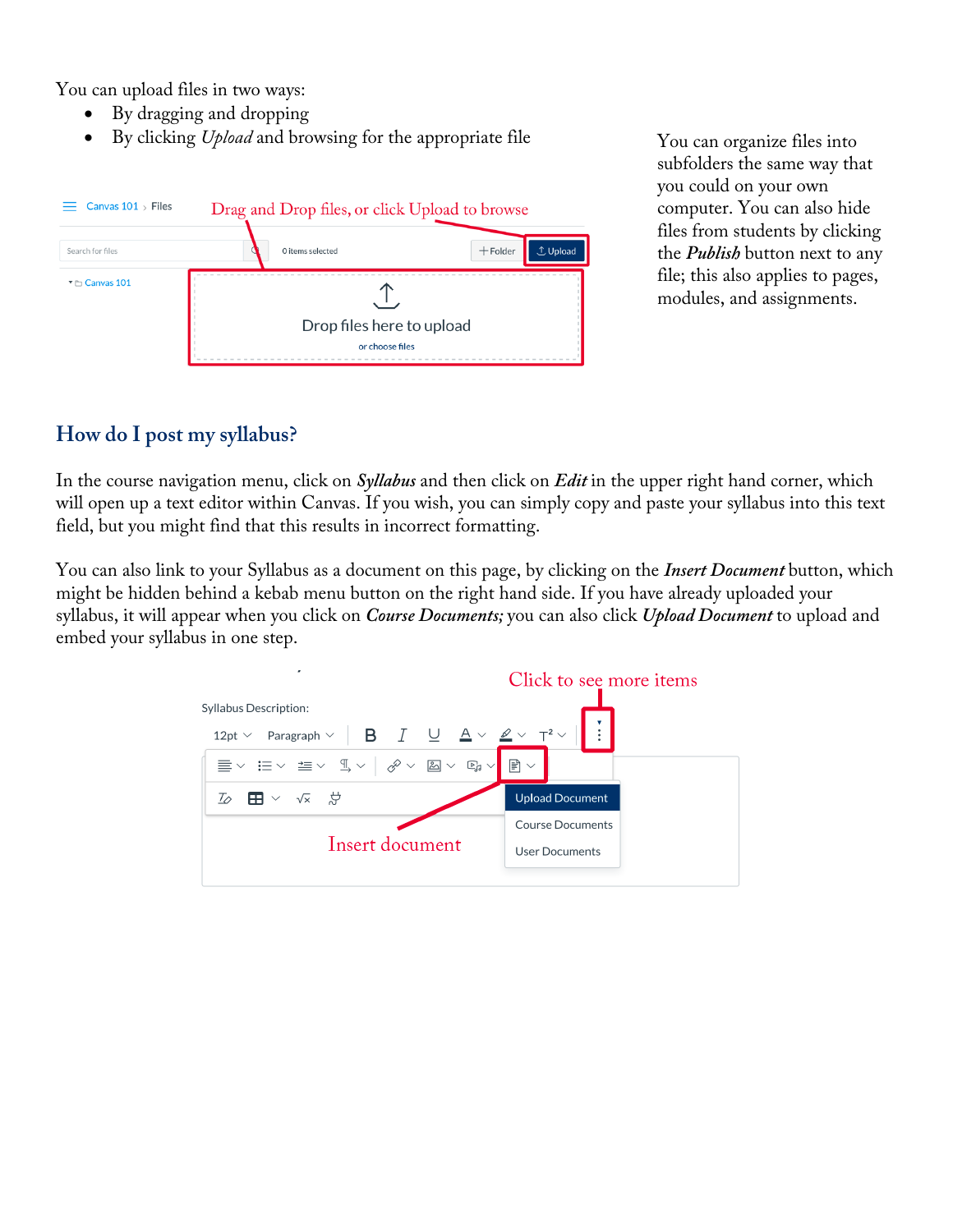You can upload files in two ways:

- By dragging and dropping
- By clicking *Upload* and browsing for the appropriate file

You can organize files into subfolders the same way that you could on your own computer. You can also hide files from students by clicking the ***Publish*** button next to any file; this also applies to pages, modules, and assignments.

## How do I post my syllabus?

In the course navigation menu, click on ***Syllabus*** and then click on ***Edit*** in the upper right hand corner, which will open up a text editor within Canvas. If you wish, you can simply copy and paste your syllabus into this text field, but you might find that this results in incorrect formatting.

You can also link to your Syllabus as a document on this page, by clicking on the ***Insert Document*** button, which might be hidden behind a kebab menu button on the right hand side. If you have already uploaded your syllabus, it will appear when you click on ***Course Documents;*** you can also click ***Upload Document*** to upload and embed your syllabus in one step.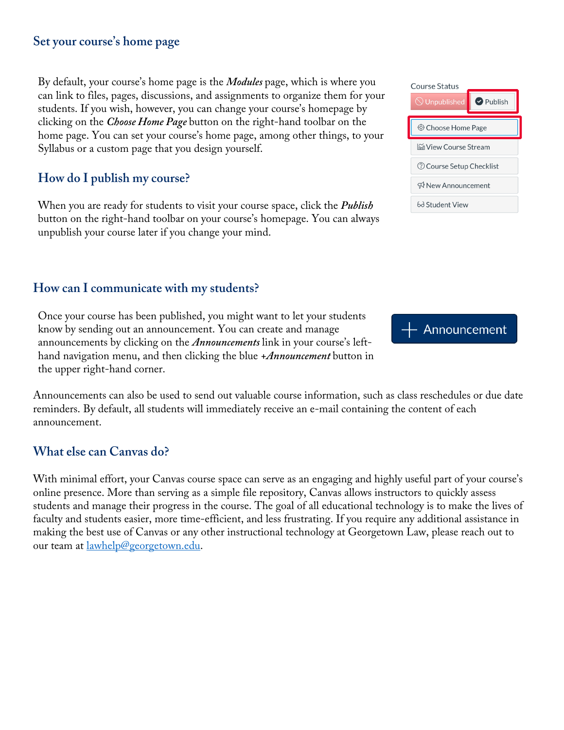## Set your course's home page

By default, your course's home page is the ***Modules*** page, which is where you can link to files, pages, discussions, and assignments to organize them for your students. If you wish, however, you can change your course's homepage by clicking on the ***Choose Home Page*** button on the right-hand toolbar on the home page. You can set your course's home page, among other things, to your Syllabus or a custom page that you design yourself.

Course Status

Unpublished Publish

Choose Home Page

View Course Stream

Course Setup Checklist

New Announcement

Student View

## How do I publish my course?

When you are ready for students to visit your course space, click the ***Publish*** button on the right-hand toolbar on your course's homepage. You can always unpublish your course later if you change your mind.

## How can I communicate with my students?

Once your course has been published, you might want to let your students know by sending out an announcement. You can create and manage announcements by clicking on the ***Announcements*** link in your course's left-hand navigation menu, and then clicking the blue ***+Announcement*** button in the upper right-hand corner.

+ Announcement

Announcements can also be used to send out valuable course information, such as class reschedules or due date reminders. By default, all students will immediately receive an e-mail containing the content of each announcement.

## What else can Canvas do?

With minimal effort, your Canvas course space can serve as an engaging and highly useful part of your course's online presence. More than serving as a simple file repository, Canvas allows instructors to quickly assess students and manage their progress in the course. The goal of all educational technology is to make the lives of faculty and students easier, more time-efficient, and less frustrating. If you require any additional assistance in making the best use of Canvas or any other instructional technology at Georgetown Law, please reach out to our team at lawhelp@georgetown.edu.